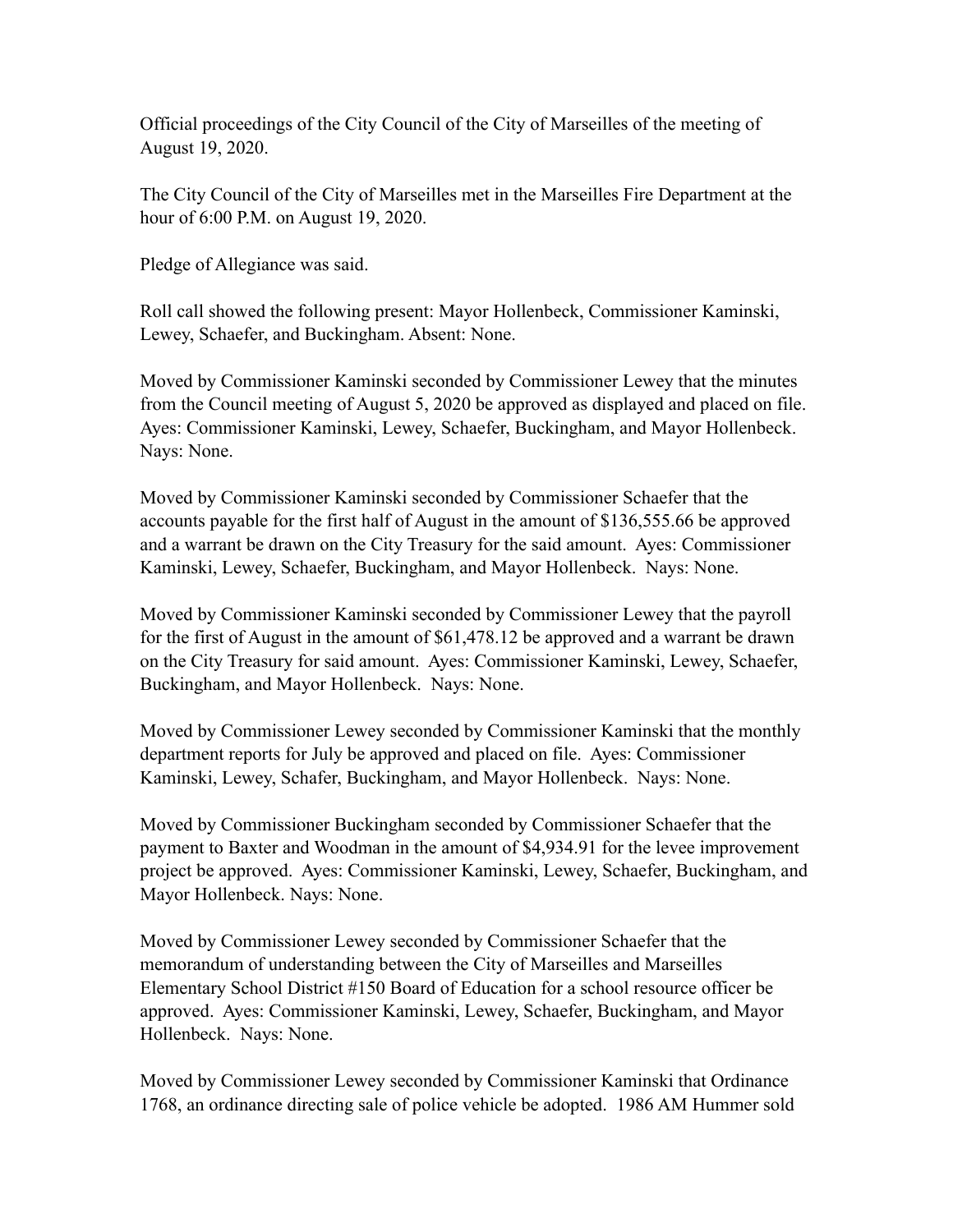Official proceedings of the City Council of the City of Marseilles of the meeting of August 19, 2020.

The City Council of the City of Marseilles met in the Marseilles Fire Department at the hour of 6:00 P.M. on August 19, 2020.

Pledge of Allegiance was said.

Roll call showed the following present: Mayor Hollenbeck, Commissioner Kaminski, Lewey, Schaefer, and Buckingham. Absent: None.

Moved by Commissioner Kaminski seconded by Commissioner Lewey that the minutes from the Council meeting of August 5, 2020 be approved as displayed and placed on file. Ayes: Commissioner Kaminski, Lewey, Schaefer, Buckingham, and Mayor Hollenbeck. Nays: None.

Moved by Commissioner Kaminski seconded by Commissioner Schaefer that the accounts payable for the first half of August in the amount of $136,555.66 be approved and a warrant be drawn on the City Treasury for the said amount. Ayes: Commissioner Kaminski, Lewey, Schaefer, Buckingham, and Mayor Hollenbeck. Nays: None.

Moved by Commissioner Kaminski seconded by Commissioner Lewey that the payroll for the first of August in the amount of $61,478.12 be approved and a warrant be drawn on the City Treasury for said amount. Ayes: Commissioner Kaminski, Lewey, Schaefer, Buckingham, and Mayor Hollenbeck. Nays: None.

Moved by Commissioner Lewey seconded by Commissioner Kaminski that the monthly department reports for July be approved and placed on file. Ayes: Commissioner Kaminski, Lewey, Schafer, Buckingham, and Mayor Hollenbeck. Nays: None.

Moved by Commissioner Buckingham seconded by Commissioner Schaefer that the payment to Baxter and Woodman in the amount of $4,934.91 for the levee improvement project be approved. Ayes: Commissioner Kaminski, Lewey, Schaefer, Buckingham, and Mayor Hollenbeck. Nays: None.

Moved by Commissioner Lewey seconded by Commissioner Schaefer that the memorandum of understanding between the City of Marseilles and Marseilles Elementary School District #150 Board of Education for a school resource officer be approved. Ayes: Commissioner Kaminski, Lewey, Schaefer, Buckingham, and Mayor Hollenbeck. Nays: None.

Moved by Commissioner Lewey seconded by Commissioner Kaminski that Ordinance 1768, an ordinance directing sale of police vehicle be adopted. 1986 AM Hummer sold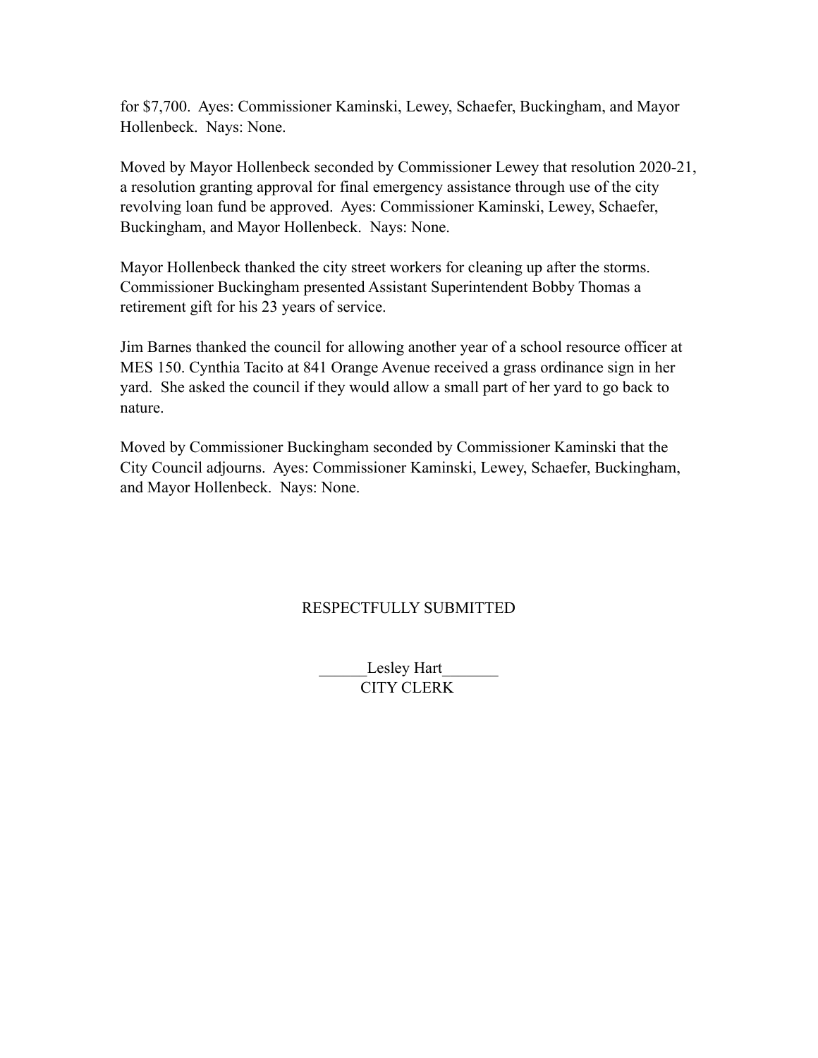for $7,700. Ayes: Commissioner Kaminski, Lewey, Schaefer, Buckingham, and Mayor Hollenbeck. Nays: None.

Moved by Mayor Hollenbeck seconded by Commissioner Lewey that resolution 2020-21, a resolution granting approval for final emergency assistance through use of the city revolving loan fund be approved. Ayes: Commissioner Kaminski, Lewey, Schaefer, Buckingham, and Mayor Hollenbeck. Nays: None.

Mayor Hollenbeck thanked the city street workers for cleaning up after the storms. Commissioner Buckingham presented Assistant Superintendent Bobby Thomas a retirement gift for his 23 years of service.

Jim Barnes thanked the council for allowing another year of a school resource officer at MES 150. Cynthia Tacito at 841 Orange Avenue received a grass ordinance sign in her yard. She asked the council if they would allow a small part of her yard to go back to nature.

Moved by Commissioner Buckingham seconded by Commissioner Kaminski that the City Council adjourns. Ayes: Commissioner Kaminski, Lewey, Schaefer, Buckingham, and Mayor Hollenbeck. Nays: None.

RESPECTFULLY SUBMITTED

______Lesley Hart_______
CITY CLERK